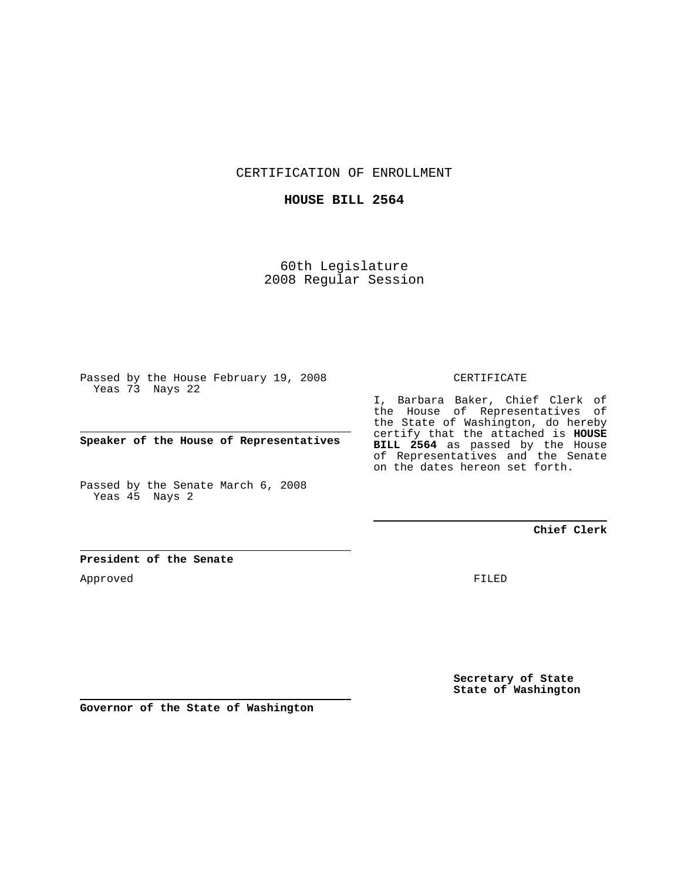CERTIFICATION OF ENROLLMENT

**HOUSE BILL 2564**

60th Legislature
2008 Regular Session

Passed by the House February 19, 2008
Yeas 73 Nays 22

**Speaker of the House of Representatives**

Passed by the Senate March 6, 2008
Yeas 45 Nays 2

**President of the Senate**

Approved

**Governor of the State of Washington**

CERTIFICATE

I, Barbara Baker, Chief Clerk of the House of Representatives of the State of Washington, do hereby certify that the attached is **HOUSE BILL 2564** as passed by the House of Representatives and the Senate on the dates hereon set forth.

**Chief Clerk**

FILED

**Secretary of State**
**State of Washington**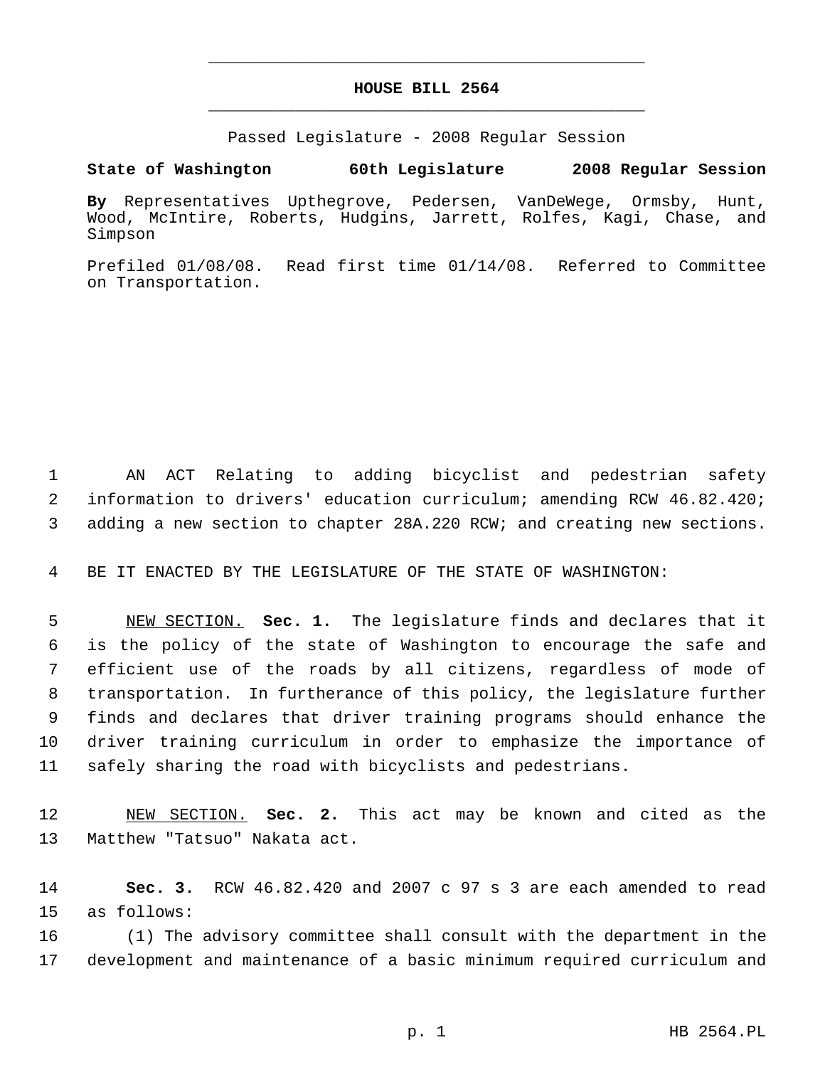# HOUSE BILL 2564

Passed Legislature - 2008 Regular Session

**State of Washington 60th Legislature 2008 Regular Session**

**By** Representatives Upthegrove, Pedersen, VanDeWege, Ormsby, Hunt, Wood, McIntire, Roberts, Hudgins, Jarrett, Rolfes, Kagi, Chase, and Simpson

Prefiled 01/08/08. Read first time 01/14/08. Referred to Committee on Transportation.

AN ACT Relating to adding bicyclist and pedestrian safety information to drivers' education curriculum; amending RCW 46.82.420; adding a new section to chapter 28A.220 RCW; and creating new sections.

BE IT ENACTED BY THE LEGISLATURE OF THE STATE OF WASHINGTON:

NEW SECTION. **Sec. 1.** The legislature finds and declares that it is the policy of the state of Washington to encourage the safe and efficient use of the roads by all citizens, regardless of mode of transportation. In furtherance of this policy, the legislature further finds and declares that driver training programs should enhance the driver training curriculum in order to emphasize the importance of safely sharing the road with bicyclists and pedestrians.

NEW SECTION. **Sec. 2.** This act may be known and cited as the Matthew "Tatsuo" Nakata act.

**Sec. 3.** RCW 46.82.420 and 2007 c 97 s 3 are each amended to read as follows:

(1) The advisory committee shall consult with the department in the development and maintenance of a basic minimum required curriculum and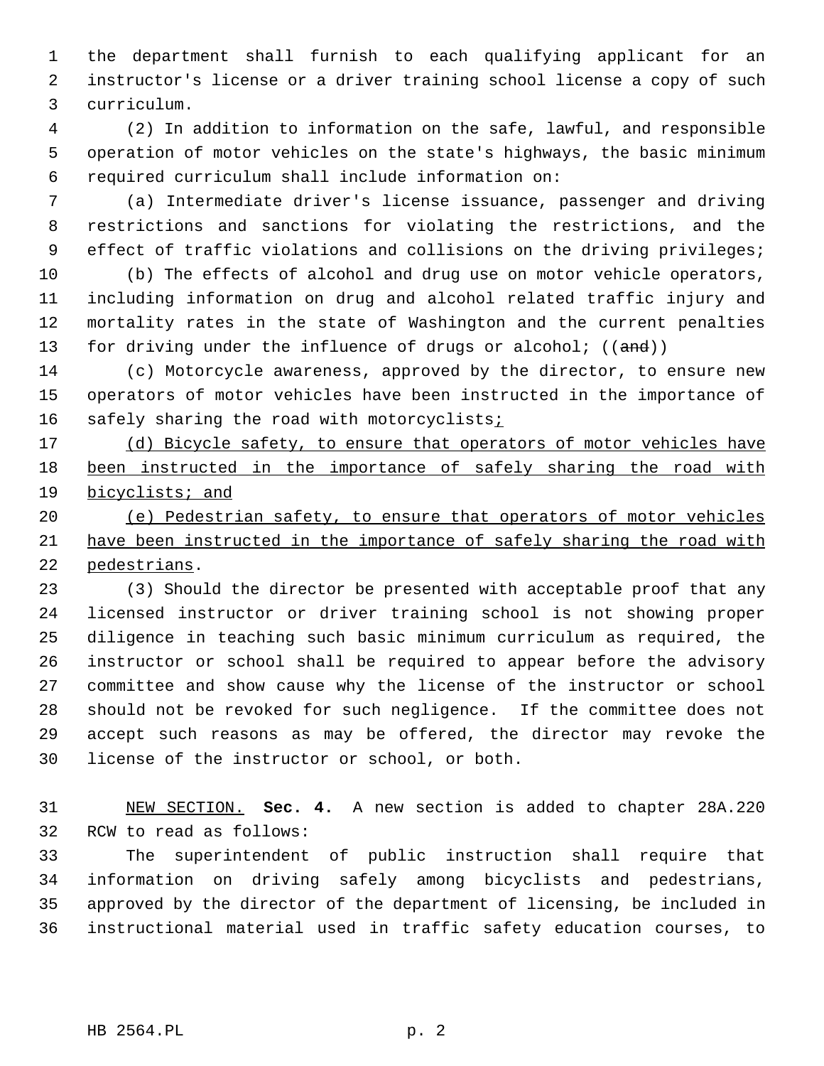the department shall furnish to each qualifying applicant for an instructor's license or a driver training school license a copy of such curriculum.

(2) In addition to information on the safe, lawful, and responsible operation of motor vehicles on the state's highways, the basic minimum required curriculum shall include information on:

(a) Intermediate driver's license issuance, passenger and driving restrictions and sanctions for violating the restrictions, and the effect of traffic violations and collisions on the driving privileges;

(b) The effects of alcohol and drug use on motor vehicle operators, including information on drug and alcohol related traffic injury and mortality rates in the state of Washington and the current penalties for driving under the influence of drugs or alcohol; ((~~and~~))

(c) Motorcycle awareness, approved by the director, to ensure new operators of motor vehicles have been instructed in the importance of safely sharing the road with motorcyclists<u>;</u>

<u>(d) Bicycle safety, to ensure that operators of motor vehicles have been instructed in the importance of safely sharing the road with bicyclists; and</u>

<u>(e) Pedestrian safety, to ensure that operators of motor vehicles have been instructed in the importance of safely sharing the road with pedestrians</u>.

(3) Should the director be presented with acceptable proof that any licensed instructor or driver training school is not showing proper diligence in teaching such basic minimum curriculum as required, the instructor or school shall be required to appear before the advisory committee and show cause why the license of the instructor or school should not be revoked for such negligence. If the committee does not accept such reasons as may be offered, the director may revoke the license of the instructor or school, or both.

<u>NEW SECTION.</u> **Sec. 4.** A new section is added to chapter 28A.220 RCW to read as follows:

The superintendent of public instruction shall require that information on driving safely among bicyclists and pedestrians, approved by the director of the department of licensing, be included in instructional material used in traffic safety education courses, to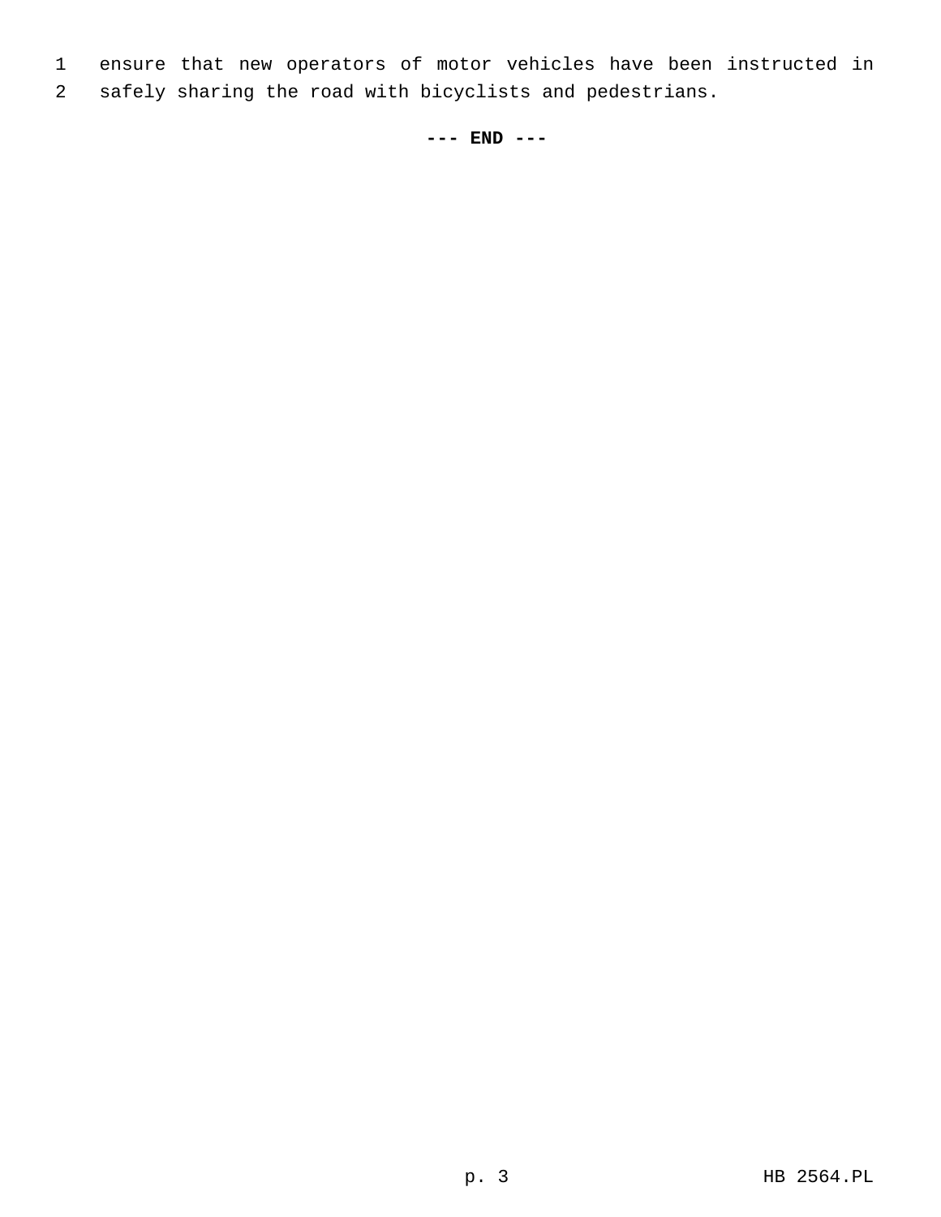ensure that new operators of motor vehicles have been instructed in safely sharing the road with bicyclists and pedestrians.

**--- END ---**